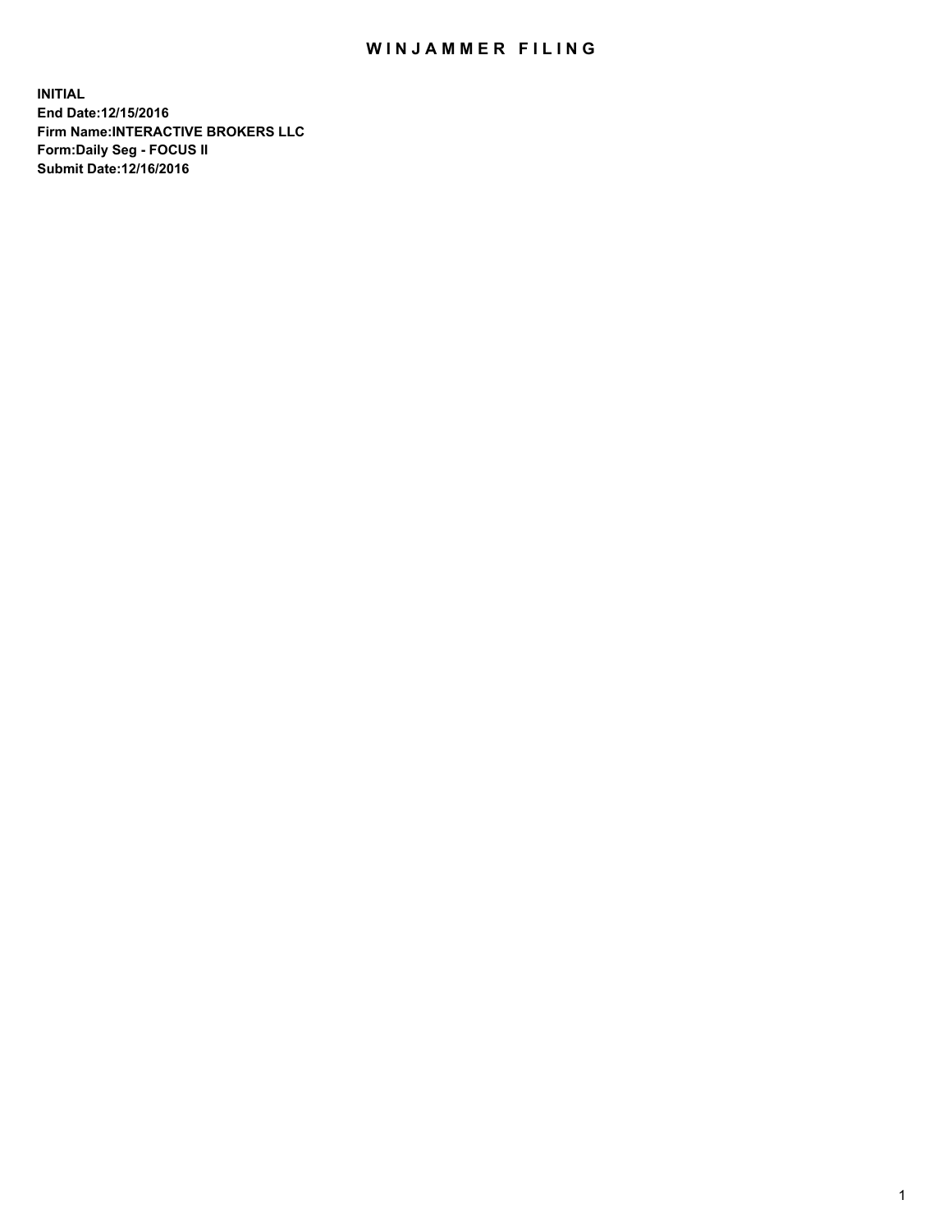# WINJAMMER FILING

**INITIAL**
**End Date:12/15/2016**
**Firm Name:INTERACTIVE BROKERS LLC**
**Form:Daily Seg - FOCUS II**
**Submit Date:12/16/2016**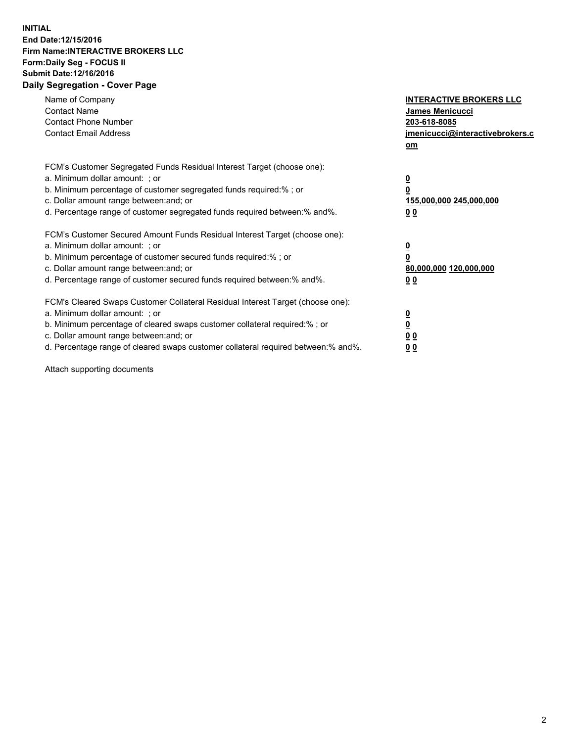**INITIAL**
**End Date:12/15/2016**
**Firm Name:INTERACTIVE BROKERS LLC**
**Form:Daily Seg - FOCUS II**
**Submit Date:12/16/2016**

## Daily Segregation - Cover Page

| | |
|---|---|
| Name of Company | **INTERACTIVE BROKERS LLC** |
| Contact Name | **James Menicucci** |
| Contact Phone Number | **203-618-8085** |
| Contact Email Address | **jmenicucci@interactivebrokers.com** |

| | |
|---|---|
| FCM's Customer Segregated Funds Residual Interest Target (choose one): | |
| a. Minimum dollar amount: ; or | **0** |
| b. Minimum percentage of customer segregated funds required:% ; or | **0** |
| c. Dollar amount range between:and; or | **155,000,000 245,000,000** |
| d. Percentage range of customer segregated funds required between:% and%. | **0 0** |

| | |
|---|---|
| FCM's Customer Secured Amount Funds Residual Interest Target (choose one): | |
| a. Minimum dollar amount: ; or | **0** |
| b. Minimum percentage of customer secured funds required:% ; or | **0** |
| c. Dollar amount range between:and; or | **80,000,000 120,000,000** |
| d. Percentage range of customer secured funds required between:% and%. | **0 0** |

| | |
|---|---|
| FCM's Cleared Swaps Customer Collateral Residual Interest Target (choose one): | |
| a. Minimum dollar amount: ; or | **0** |
| b. Minimum percentage of cleared swaps customer collateral required:% ; or | **0** |
| c. Dollar amount range between:and; or | **0 0** |
| d. Percentage range of cleared swaps customer collateral required between:% and%. | **0 0** |

Attach supporting documents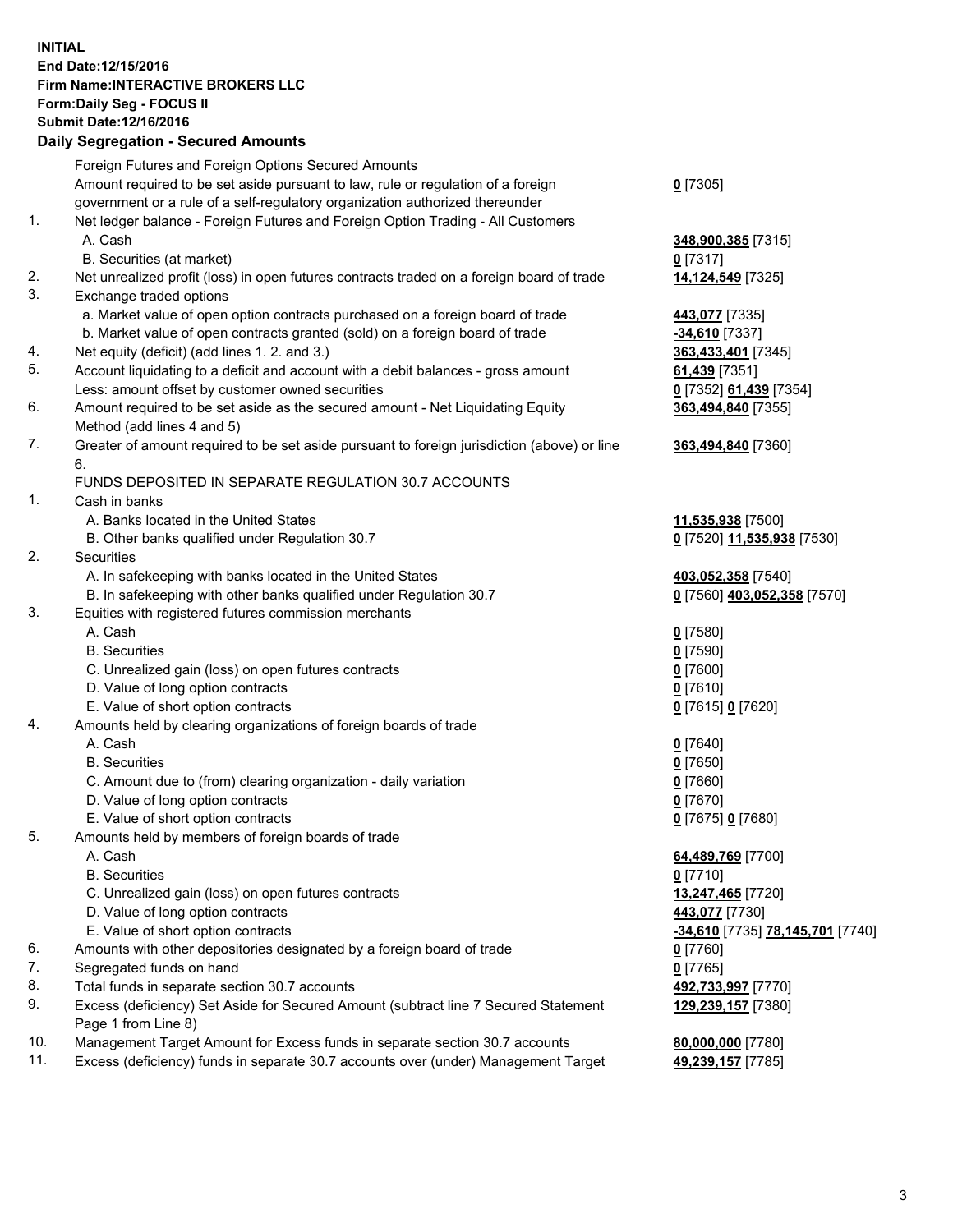**INITIAL**
**End Date:12/15/2016**
**Firm Name:INTERACTIVE BROKERS LLC**
**Form:Daily Seg - FOCUS II**
**Submit Date:12/16/2016**

**Daily Segregation - Secured Amounts**

| | | |
|---|---|---|
| | Foreign Futures and Foreign Options Secured Amounts | |
| | Amount required to be set aside pursuant to law, rule or regulation of a foreign government or a rule of a self-regulatory organization authorized thereunder | **0** [7305] |
| 1. | Net ledger balance - Foreign Futures and Foreign Option Trading - All Customers | |
| | A. Cash | **348,900,385** [7315] |
| | B. Securities (at market) | **0** [7317] |
| 2. | Net unrealized profit (loss) in open futures contracts traded on a foreign board of trade | **14,124,549** [7325] |
| 3. | Exchange traded options | |
| | a. Market value of open option contracts purchased on a foreign board of trade | **443,077** [7335] |
| | b. Market value of open contracts granted (sold) on a foreign board of trade | **-34,610** [7337] |
| 4. | Net equity (deficit) (add lines 1. 2. and 3.) | **363,433,401** [7345] |
| 5. | Account liquidating to a deficit and account with a debit balances - gross amount | **61,439** [7351] |
| | Less: amount offset by customer owned securities | **0** [7352] **61,439** [7354] |
| 6. | Amount required to be set aside as the secured amount - Net Liquidating Equity Method (add lines 4 and 5) | **363,494,840** [7355] |
| 7. | Greater of amount required to be set aside pursuant to foreign jurisdiction (above) or line 6. | **363,494,840** [7360] |
| | FUNDS DEPOSITED IN SEPARATE REGULATION 30.7 ACCOUNTS | |
| 1. | Cash in banks | |
| | A. Banks located in the United States | **11,535,938** [7500] |
| | B. Other banks qualified under Regulation 30.7 | **0** [7520] **11,535,938** [7530] |
| 2. | Securities | |
| | A. In safekeeping with banks located in the United States | **403,052,358** [7540] |
| | B. In safekeeping with other banks qualified under Regulation 30.7 | **0** [7560] **403,052,358** [7570] |
| 3. | Equities with registered futures commission merchants | |
| | A. Cash | **0** [7580] |
| | B. Securities | **0** [7590] |
| | C. Unrealized gain (loss) on open futures contracts | **0** [7600] |
| | D. Value of long option contracts | **0** [7610] |
| | E. Value of short option contracts | **0** [7615] **0** [7620] |
| 4. | Amounts held by clearing organizations of foreign boards of trade | |
| | A. Cash | **0** [7640] |
| | B. Securities | **0** [7650] |
| | C. Amount due to (from) clearing organization - daily variation | **0** [7660] |
| | D. Value of long option contracts | **0** [7670] |
| | E. Value of short option contracts | **0** [7675] **0** [7680] |
| 5. | Amounts held by members of foreign boards of trade | |
| | A. Cash | **64,489,769** [7700] |
| | B. Securities | **0** [7710] |
| | C. Unrealized gain (loss) on open futures contracts | **13,247,465** [7720] |
| | D. Value of long option contracts | **443,077** [7730] |
| | E. Value of short option contracts | **-34,610** [7735] **78,145,701** [7740] |
| 6. | Amounts with other depositories designated by a foreign board of trade | **0** [7760] |
| 7. | Segregated funds on hand | **0** [7765] |
| 8. | Total funds in separate section 30.7 accounts | **492,733,997** [7770] |
| 9. | Excess (deficiency) Set Aside for Secured Amount (subtract line 7 Secured Statement Page 1 from Line 8) | **129,239,157** [7380] |
| 10. | Management Target Amount for Excess funds in separate section 30.7 accounts | **80,000,000** [7780] |
| 11. | Excess (deficiency) funds in separate 30.7 accounts over (under) Management Target | **49,239,157** [7785] |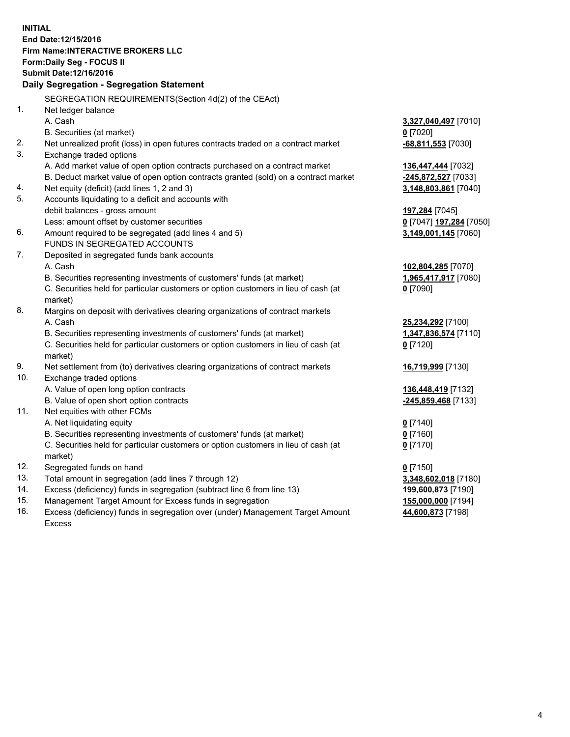**INITIAL**
**End Date:12/15/2016**
**Firm Name:INTERACTIVE BROKERS LLC**
**Form:Daily Seg - FOCUS II**
**Submit Date:12/16/2016**

## Daily Segregation - Segregation Statement

SEGREGATION REQUIREMENTS(Section 4d(2) of the CEAct)

| | | |
|---|---|---|
| 1. | Net ledger balance | |
| | A. Cash | **3,327,040,497** [7010] |
| | B. Securities (at market) | **0** [7020] |
| 2. | Net unrealized profit (loss) in open futures contracts traded on a contract market | **-68,811,553** [7030] |
| 3. | Exchange traded options | |
| | A. Add market value of open option contracts purchased on a contract market | **136,447,444** [7032] |
| | B. Deduct market value of open option contracts granted (sold) on a contract market | **-245,872,527** [7033] |
| 4. | Net equity (deficit) (add lines 1, 2 and 3) | **3,148,803,861** [7040] |
| 5. | Accounts liquidating to a deficit and accounts with debit balances - gross amount | **197,284** [7045] |
| | Less: amount offset by customer securities | **0** [7047] **197,284** [7050] |
| 6. | Amount required to be segregated (add lines 4 and 5) | **3,149,001,145** [7060] |
| | FUNDS IN SEGREGATED ACCOUNTS | |
| 7. | Deposited in segregated funds bank accounts | |
| | A. Cash | **102,804,285** [7070] |
| | B. Securities representing investments of customers' funds (at market) | **1,965,417,917** [7080] |
| | C. Securities held for particular customers or option customers in lieu of cash (at market) | **0** [7090] |
| 8. | Margins on deposit with derivatives clearing organizations of contract markets | |
| | A. Cash | **25,234,292** [7100] |
| | B. Securities representing investments of customers' funds (at market) | **1,347,836,574** [7110] |
| | C. Securities held for particular customers or option customers in lieu of cash (at market) | **0** [7120] |
| 9. | Net settlement from (to) derivatives clearing organizations of contract markets | **16,719,999** [7130] |
| 10. | Exchange traded options | |
| | A. Value of open long option contracts | **136,448,419** [7132] |
| | B. Value of open short option contracts | **-245,859,468** [7133] |
| 11. | Net equities with other FCMs | |
| | A. Net liquidating equity | **0** [7140] |
| | B. Securities representing investments of customers' funds (at market) | **0** [7160] |
| | C. Securities held for particular customers or option customers in lieu of cash (at market) | **0** [7170] |
| 12. | Segregated funds on hand | **0** [7150] |
| 13. | Total amount in segregation (add lines 7 through 12) | **3,348,602,018** [7180] |
| 14. | Excess (deficiency) funds in segregation (subtract line 6 from line 13) | **199,600,873** [7190] |
| 15. | Management Target Amount for Excess funds in segregation | **155,000,000** [7194] |
| 16. | Excess (deficiency) funds in segregation over (under) Management Target Amount Excess | **44,600,873** [7198] |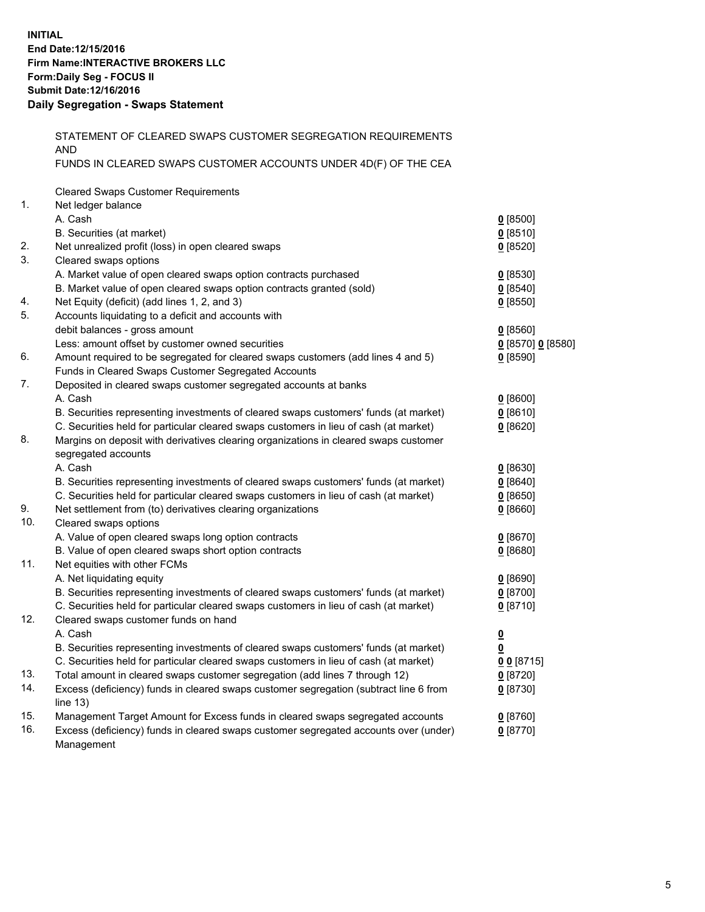**INITIAL**
**End Date:12/15/2016**
**Firm Name:INTERACTIVE BROKERS LLC**
**Form:Daily Seg - FOCUS II**
**Submit Date:12/16/2016**
**Daily Segregation - Swaps Statement**

STATEMENT OF CLEARED SWAPS CUSTOMER SEGREGATION REQUIREMENTS
AND
FUNDS IN CLEARED SWAPS CUSTOMER ACCOUNTS UNDER 4D(F) OF THE CEA

| | | |
|---|---|---|
| | Cleared Swaps Customer Requirements | |
| 1. | Net ledger balance | |
| | A. Cash | 0 [8500] |
| | B. Securities (at market) | 0 [8510] |
| 2. | Net unrealized profit (loss) in open cleared swaps | 0 [8520] |
| 3. | Cleared swaps options | |
| | A. Market value of open cleared swaps option contracts purchased | 0 [8530] |
| | B. Market value of open cleared swaps option contracts granted (sold) | 0 [8540] |
| 4. | Net Equity (deficit) (add lines 1, 2, and 3) | 0 [8550] |
| 5. | Accounts liquidating to a deficit and accounts with | |
| | debit balances - gross amount | 0 [8560] |
| | Less: amount offset by customer owned securities | 0 [8570] 0 [8580] |
| 6. | Amount required to be segregated for cleared swaps customers (add lines 4 and 5) | 0 [8590] |
| | Funds in Cleared Swaps Customer Segregated Accounts | |
| 7. | Deposited in cleared swaps customer segregated accounts at banks | |
| | A. Cash | 0 [8600] |
| | B. Securities representing investments of cleared swaps customers' funds (at market) | 0 [8610] |
| | C. Securities held for particular cleared swaps customers in lieu of cash (at market) | 0 [8620] |
| 8. | Margins on deposit with derivatives clearing organizations in cleared swaps customer segregated accounts | |
| | A. Cash | 0 [8630] |
| | B. Securities representing investments of cleared swaps customers' funds (at market) | 0 [8640] |
| | C. Securities held for particular cleared swaps customers in lieu of cash (at market) | 0 [8650] |
| 9. | Net settlement from (to) derivatives clearing organizations | 0 [8660] |
| 10. | Cleared swaps options | |
| | A. Value of open cleared swaps long option contracts | 0 [8670] |
| | B. Value of open cleared swaps short option contracts | 0 [8680] |
| 11. | Net equities with other FCMs | |
| | A. Net liquidating equity | 0 [8690] |
| | B. Securities representing investments of cleared swaps customers' funds (at market) | 0 [8700] |
| | C. Securities held for particular cleared swaps customers in lieu of cash (at market) | 0 [8710] |
| 12. | Cleared swaps customer funds on hand | |
| | A. Cash | 0 |
| | B. Securities representing investments of cleared swaps customers' funds (at market) | 0 |
| | C. Securities held for particular cleared swaps customers in lieu of cash (at market) | 0 0 [8715] |
| 13. | Total amount in cleared swaps customer segregation (add lines 7 through 12) | 0 [8720] |
| 14. | Excess (deficiency) funds in cleared swaps customer segregation (subtract line 6 from line 13) | 0 [8730] |
| 15. | Management Target Amount for Excess funds in cleared swaps segregated accounts | 0 [8760] |
| 16. | Excess (deficiency) funds in cleared swaps customer segregated accounts over (under) Management | 0 [8770] |